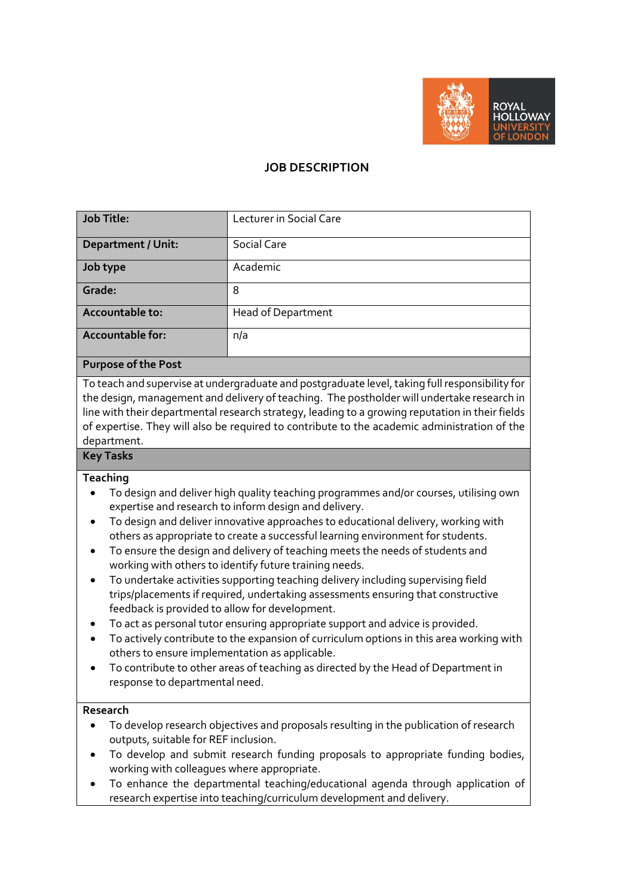# JOB DESCRIPTION

| | |
|---|---|
| **Job Title:** | Lecturer in Social Care |
| **Department / Unit:** | Social Care |
| **Job type** | Academic |
| **Grade:** | 8 |
| **Accountable to:** | Head of Department |
| **Accountable for:** | n/a |

## Purpose of the Post

To teach and supervise at undergraduate and postgraduate level, taking full responsibility for the design, management and delivery of teaching. The postholder will undertake research in line with their departmental research strategy, leading to a growing reputation in their fields of expertise. They will also be required to contribute to the academic administration of the department.

## Key Tasks

### Teaching

- To design and deliver high quality teaching programmes and/or courses, utilising own expertise and research to inform design and delivery.
- To design and deliver innovative approaches to educational delivery, working with others as appropriate to create a successful learning environment for students.
- To ensure the design and delivery of teaching meets the needs of students and working with others to identify future training needs.
- To undertake activities supporting teaching delivery including supervising field trips/placements if required, undertaking assessments ensuring that constructive feedback is provided to allow for development.
- To act as personal tutor ensuring appropriate support and advice is provided.
- To actively contribute to the expansion of curriculum options in this area working with others to ensure implementation as applicable.
- To contribute to other areas of teaching as directed by the Head of Department in response to departmental need.

### Research

- To develop research objectives and proposals resulting in the publication of research outputs, suitable for REF inclusion.
- To develop and submit research funding proposals to appropriate funding bodies, working with colleagues where appropriate.
- To enhance the departmental teaching/educational agenda through application of research expertise into teaching/curriculum development and delivery.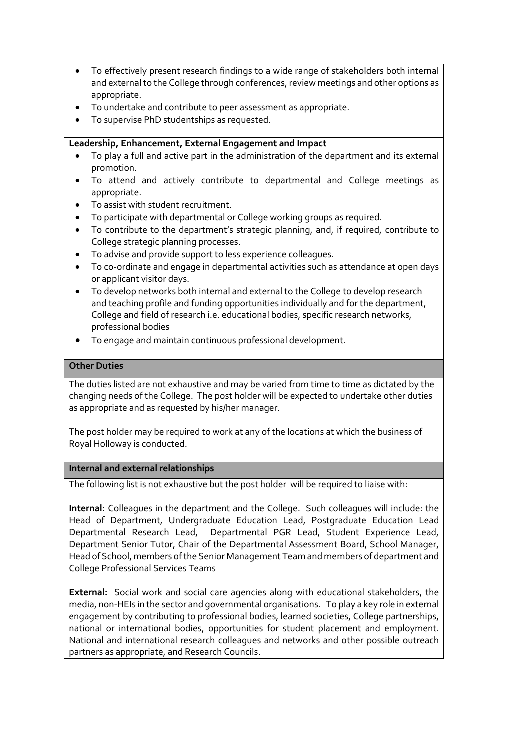- To effectively present research findings to a wide range of stakeholders both internal and external to the College through conferences, review meetings and other options as appropriate.
- To undertake and contribute to peer assessment as appropriate.
- To supervise PhD studentships as requested.

**Leadership, Enhancement, External Engagement and Impact**

- To play a full and active part in the administration of the department and its external promotion.
- To attend and actively contribute to departmental and College meetings as appropriate.
- To assist with student recruitment.
- To participate with departmental or College working groups as required.
- To contribute to the department's strategic planning, and, if required, contribute to College strategic planning processes.
- To advise and provide support to less experience colleagues.
- To co-ordinate and engage in departmental activities such as attendance at open days or applicant visitor days.
- To develop networks both internal and external to the College to develop research and teaching profile and funding opportunities individually and for the department, College and field of research i.e. educational bodies, specific research networks, professional bodies
- To engage and maintain continuous professional development.

**Other Duties**

The duties listed are not exhaustive and may be varied from time to time as dictated by the changing needs of the College. The post holder will be expected to undertake other duties as appropriate and as requested by his/her manager.

The post holder may be required to work at any of the locations at which the business of Royal Holloway is conducted.

**Internal and external relationships**

The following list is not exhaustive but the post holder will be required to liaise with:

**Internal:** Colleagues in the department and the College. Such colleagues will include: the Head of Department, Undergraduate Education Lead, Postgraduate Education Lead Departmental Research Lead, Departmental PGR Lead, Student Experience Lead, Department Senior Tutor, Chair of the Departmental Assessment Board, School Manager, Head of School, members of the Senior Management Team and members of department and College Professional Services Teams

**External:** Social work and social care agencies along with educational stakeholders, the media, non-HEIs in the sector and governmental organisations. To play a key role in external engagement by contributing to professional bodies, learned societies, College partnerships, national or international bodies, opportunities for student placement and employment. National and international research colleagues and networks and other possible outreach partners as appropriate, and Research Councils.